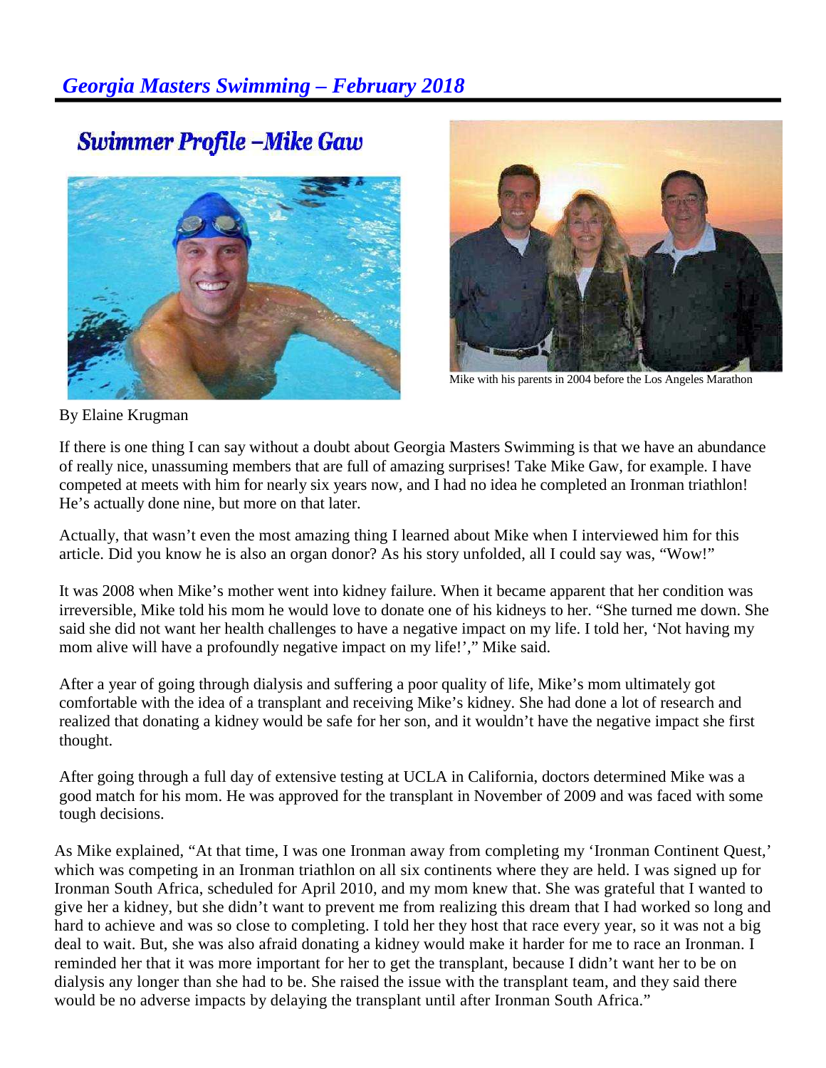# *Georgia Masters Swimming – February 2018*

## Swimmer Profile –Mike Gaw

Mike with his parents in 2004 before the Los Angeles Marathon

By Elaine Krugman

If there is one thing I can say without a doubt about Georgia Masters Swimming is that we have an abundance of really nice, unassuming members that are full of amazing surprises! Take Mike Gaw, for example. I have competed at meets with him for nearly six years now, and I had no idea he completed an Ironman triathlon! He's actually done nine, but more on that later.

Actually, that wasn't even the most amazing thing I learned about Mike when I interviewed him for this article. Did you know he is also an organ donor? As his story unfolded, all I could say was, "Wow!"

It was 2008 when Mike's mother went into kidney failure. When it became apparent that her condition was irreversible, Mike told his mom he would love to donate one of his kidneys to her. "She turned me down. She said she did not want her health challenges to have a negative impact on my life. I told her, 'Not having my mom alive will have a profoundly negative impact on my life!'," Mike said.

After a year of going through dialysis and suffering a poor quality of life, Mike's mom ultimately got comfortable with the idea of a transplant and receiving Mike's kidney. She had done a lot of research and realized that donating a kidney would be safe for her son, and it wouldn't have the negative impact she first thought.

After going through a full day of extensive testing at UCLA in California, doctors determined Mike was a good match for his mom. He was approved for the transplant in November of 2009 and was faced with some tough decisions.

As Mike explained, "At that time, I was one Ironman away from completing my 'Ironman Continent Quest,' which was competing in an Ironman triathlon on all six continents where they are held. I was signed up for Ironman South Africa, scheduled for April 2010, and my mom knew that. She was grateful that I wanted to give her a kidney, but she didn't want to prevent me from realizing this dream that I had worked so long and hard to achieve and was so close to completing. I told her they host that race every year, so it was not a big deal to wait. But, she was also afraid donating a kidney would make it harder for me to race an Ironman. I reminded her that it was more important for her to get the transplant, because I didn't want her to be on dialysis any longer than she had to be. She raised the issue with the transplant team, and they said there would be no adverse impacts by delaying the transplant until after Ironman South Africa."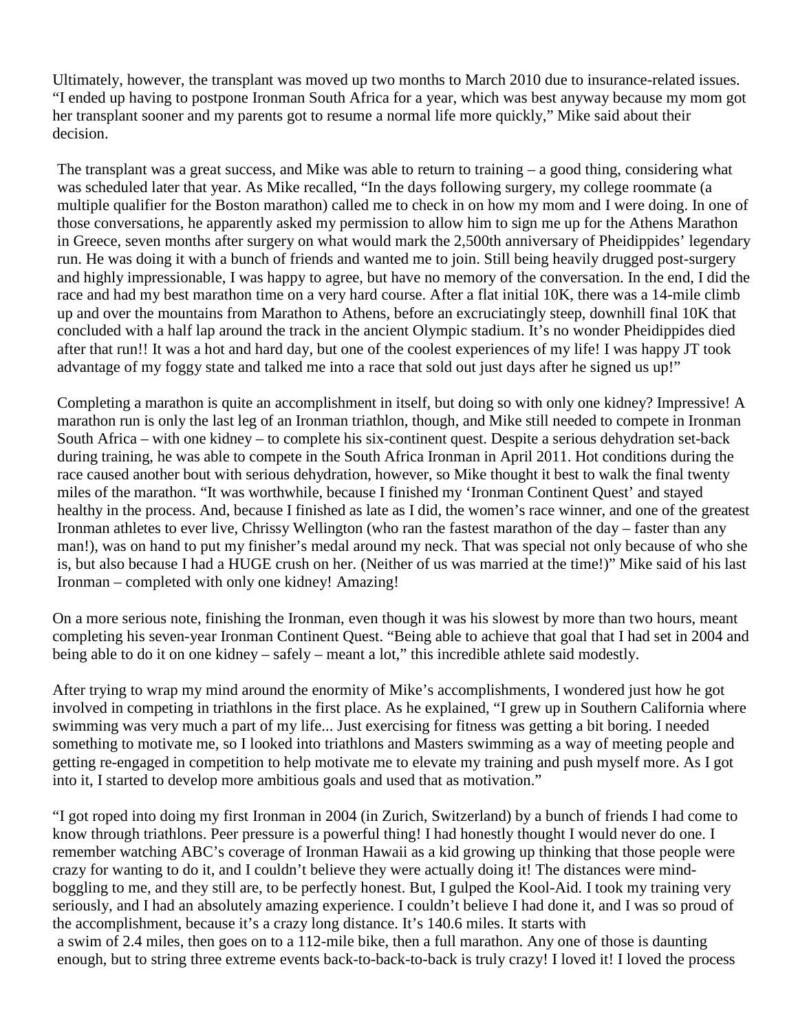Ultimately, however, the transplant was moved up two months to March 2010 due to insurance-related issues. "I ended up having to postpone Ironman South Africa for a year, which was best anyway because my mom got her transplant sooner and my parents got to resume a normal life more quickly," Mike said about their decision.

The transplant was a great success, and Mike was able to return to training – a good thing, considering what was scheduled later that year. As Mike recalled, "In the days following surgery, my college roommate (a multiple qualifier for the Boston marathon) called me to check in on how my mom and I were doing. In one of those conversations, he apparently asked my permission to allow him to sign me up for the Athens Marathon in Greece, seven months after surgery on what would mark the 2,500th anniversary of Pheidippides' legendary run. He was doing it with a bunch of friends and wanted me to join. Still being heavily drugged post-surgery and highly impressionable, I was happy to agree, but have no memory of the conversation. In the end, I did the race and had my best marathon time on a very hard course. After a flat initial 10K, there was a 14-mile climb up and over the mountains from Marathon to Athens, before an excruciatingly steep, downhill final 10K that concluded with a half lap around the track in the ancient Olympic stadium. It's no wonder Pheidippides died after that run!! It was a hot and hard day, but one of the coolest experiences of my life! I was happy JT took advantage of my foggy state and talked me into a race that sold out just days after he signed us up!"

Completing a marathon is quite an accomplishment in itself, but doing so with only one kidney? Impressive! A marathon run is only the last leg of an Ironman triathlon, though, and Mike still needed to compete in Ironman South Africa – with one kidney – to complete his six-continent quest. Despite a serious dehydration set-back during training, he was able to compete in the South Africa Ironman in April 2011. Hot conditions during the race caused another bout with serious dehydration, however, so Mike thought it best to walk the final twenty miles of the marathon. "It was worthwhile, because I finished my 'Ironman Continent Quest' and stayed healthy in the process. And, because I finished as late as I did, the women's race winner, and one of the greatest Ironman athletes to ever live, Chrissy Wellington (who ran the fastest marathon of the day – faster than any man!), was on hand to put my finisher's medal around my neck. That was special not only because of who she is, but also because I had a HUGE crush on her. (Neither of us was married at the time!)" Mike said of his last Ironman – completed with only one kidney! Amazing!

On a more serious note, finishing the Ironman, even though it was his slowest by more than two hours, meant completing his seven-year Ironman Continent Quest. "Being able to achieve that goal that I had set in 2004 and being able to do it on one kidney – safely – meant a lot," this incredible athlete said modestly.

After trying to wrap my mind around the enormity of Mike's accomplishments, I wondered just how he got involved in competing in triathlons in the first place. As he explained, "I grew up in Southern California where swimming was very much a part of my life... Just exercising for fitness was getting a bit boring. I needed something to motivate me, so I looked into triathlons and Masters swimming as a way of meeting people and getting re-engaged in competition to help motivate me to elevate my training and push myself more. As I got into it, I started to develop more ambitious goals and used that as motivation."

"I got roped into doing my first Ironman in 2004 (in Zurich, Switzerland) by a bunch of friends I had come to know through triathlons. Peer pressure is a powerful thing! I had honestly thought I would never do one. I remember watching ABC's coverage of Ironman Hawaii as a kid growing up thinking that those people were crazy for wanting to do it, and I couldn't believe they were actually doing it! The distances were mind-boggling to me, and they still are, to be perfectly honest. But, I gulped the Kool-Aid. I took my training very seriously, and I had an absolutely amazing experience. I couldn't believe I had done it, and I was so proud of the accomplishment, because it's a crazy long distance. It's 140.6 miles. It starts with a swim of 2.4 miles, then goes on to a 112-mile bike, then a full marathon. Any one of those is daunting enough, but to string three extreme events back-to-back-to-back is truly crazy! I loved it! I loved the process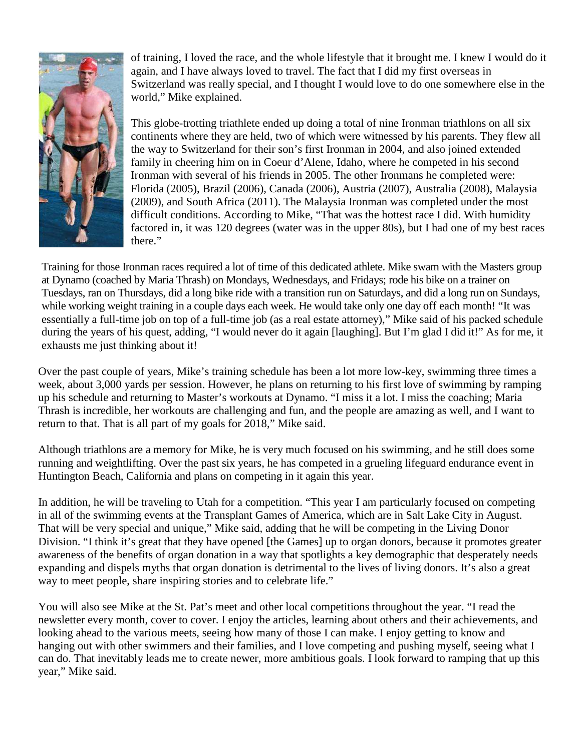of training, I loved the race, and the whole lifestyle that it brought me. I knew I would do it again, and I have always loved to travel. The fact that I did my first overseas in Switzerland was really special, and I thought I would love to do one somewhere else in the world," Mike explained.

This globe-trotting triathlete ended up doing a total of nine Ironman triathlons on all six continents where they are held, two of which were witnessed by his parents. They flew all the way to Switzerland for their son's first Ironman in 2004, and also joined extended family in cheering him on in Coeur d'Alene, Idaho, where he competed in his second Ironman with several of his friends in 2005. The other Ironmans he completed were: Florida (2005), Brazil (2006), Canada (2006), Austria (2007), Australia (2008), Malaysia (2009), and South Africa (2011). The Malaysia Ironman was completed under the most difficult conditions. According to Mike, "That was the hottest race I did. With humidity factored in, it was 120 degrees (water was in the upper 80s), but I had one of my best races there."

Training for those Ironman races required a lot of time of this dedicated athlete. Mike swam with the Masters group at Dynamo (coached by Maria Thrash) on Mondays, Wednesdays, and Fridays; rode his bike on a trainer on Tuesdays, ran on Thursdays, did a long bike ride with a transition run on Saturdays, and did a long run on Sundays, while working weight training in a couple days each week. He would take only one day off each month! "It was essentially a full-time job on top of a full-time job (as a real estate attorney)," Mike said of his packed schedule during the years of his quest, adding, "I would never do it again [laughing]. But I'm glad I did it!" As for me, it exhausts me just thinking about it!

Over the past couple of years, Mike's training schedule has been a lot more low-key, swimming three times a week, about 3,000 yards per session. However, he plans on returning to his first love of swimming by ramping up his schedule and returning to Master's workouts at Dynamo. "I miss it a lot. I miss the coaching; Maria Thrash is incredible, her workouts are challenging and fun, and the people are amazing as well, and I want to return to that. That is all part of my goals for 2018," Mike said.

Although triathlons are a memory for Mike, he is very much focused on his swimming, and he still does some running and weightlifting. Over the past six years, he has competed in a grueling lifeguard endurance event in Huntington Beach, California and plans on competing in it again this year.

In addition, he will be traveling to Utah for a competition. "This year I am particularly focused on competing in all of the swimming events at the Transplant Games of America, which are in Salt Lake City in August. That will be very special and unique," Mike said, adding that he will be competing in the Living Donor Division. "I think it's great that they have opened [the Games] up to organ donors, because it promotes greater awareness of the benefits of organ donation in a way that spotlights a key demographic that desperately needs expanding and dispels myths that organ donation is detrimental to the lives of living donors. It's also a great way to meet people, share inspiring stories and to celebrate life."

You will also see Mike at the St. Pat's meet and other local competitions throughout the year. "I read the newsletter every month, cover to cover. I enjoy the articles, learning about others and their achievements, and looking ahead to the various meets, seeing how many of those I can make. I enjoy getting to know and hanging out with other swimmers and their families, and I love competing and pushing myself, seeing what I can do. That inevitably leads me to create newer, more ambitious goals. I look forward to ramping that up this year," Mike said.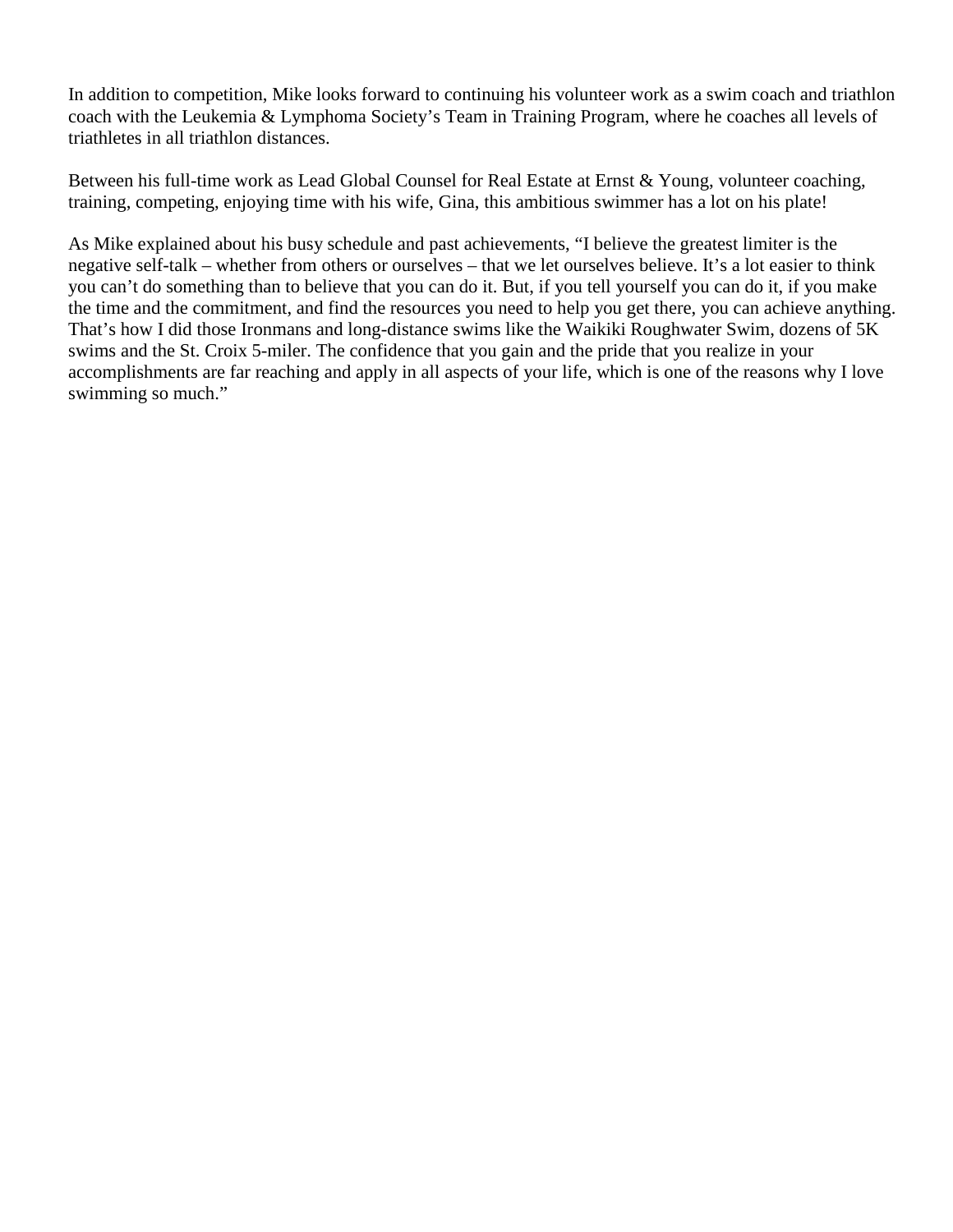In addition to competition, Mike looks forward to continuing his volunteer work as a swim coach and triathlon coach with the Leukemia & Lymphoma Society's Team in Training Program, where he coaches all levels of triathletes in all triathlon distances.

Between his full-time work as Lead Global Counsel for Real Estate at Ernst & Young, volunteer coaching, training, competing, enjoying time with his wife, Gina, this ambitious swimmer has a lot on his plate!

As Mike explained about his busy schedule and past achievements, "I believe the greatest limiter is the negative self-talk – whether from others or ourselves – that we let ourselves believe. It's a lot easier to think you can't do something than to believe that you can do it. But, if you tell yourself you can do it, if you make the time and the commitment, and find the resources you need to help you get there, you can achieve anything. That's how I did those Ironmans and long-distance swims like the Waikiki Roughwater Swim, dozens of 5K swims and the St. Croix 5-miler. The confidence that you gain and the pride that you realize in your accomplishments are far reaching and apply in all aspects of your life, which is one of the reasons why I love swimming so much."